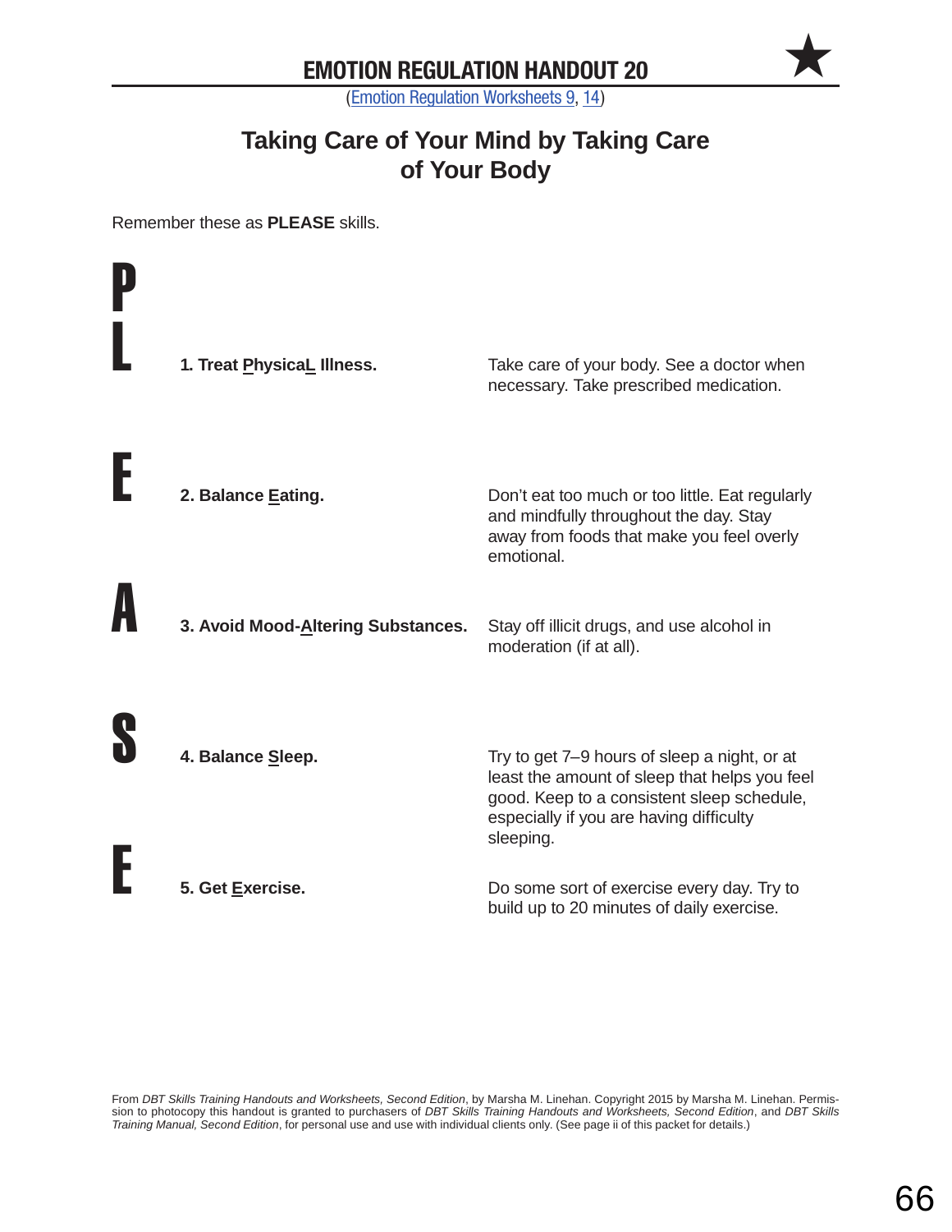# EMOTION REGULATION HANDOUT 20 ★

(Emotion Regulation Worksheets 9, 14)

## Taking Care of Your Mind by Taking Care of Your Body

Remember these as **PLEASE** skills.

| | | |
|---|---|---|
| **P L** | **1. Treat PhysicaL Illness.** | Take care of your body. See a doctor when necessary. Take prescribed medication. |
| **E** | **2. Balance Eating.** | Don't eat too much or too little. Eat regularly and mindfully throughout the day. Stay away from foods that make you feel overly emotional. |
| **A** | **3. Avoid Mood-Altering Substances.** | Stay off illicit drugs, and use alcohol in moderation (if at all). |
| **S** | **4. Balance Sleep.** | Try to get 7–9 hours of sleep a night, or at least the amount of sleep that helps you feel good. Keep to a consistent sleep schedule, especially if you are having difficulty sleeping. |
| **E** | **5. Get Exercise.** | Do some sort of exercise every day. Try to build up to 20 minutes of daily exercise. |

From *DBT Skills Training Handouts and Worksheets, Second Edition*, by Marsha M. Linehan. Copyright 2015 by Marsha M. Linehan. Permission to photocopy this handout is granted to purchasers of *DBT Skills Training Handouts and Worksheets, Second Edition*, and *DBT Skills Training Manual, Second Edition*, for personal use and use with individual clients only. (See page ii of this packet for details.)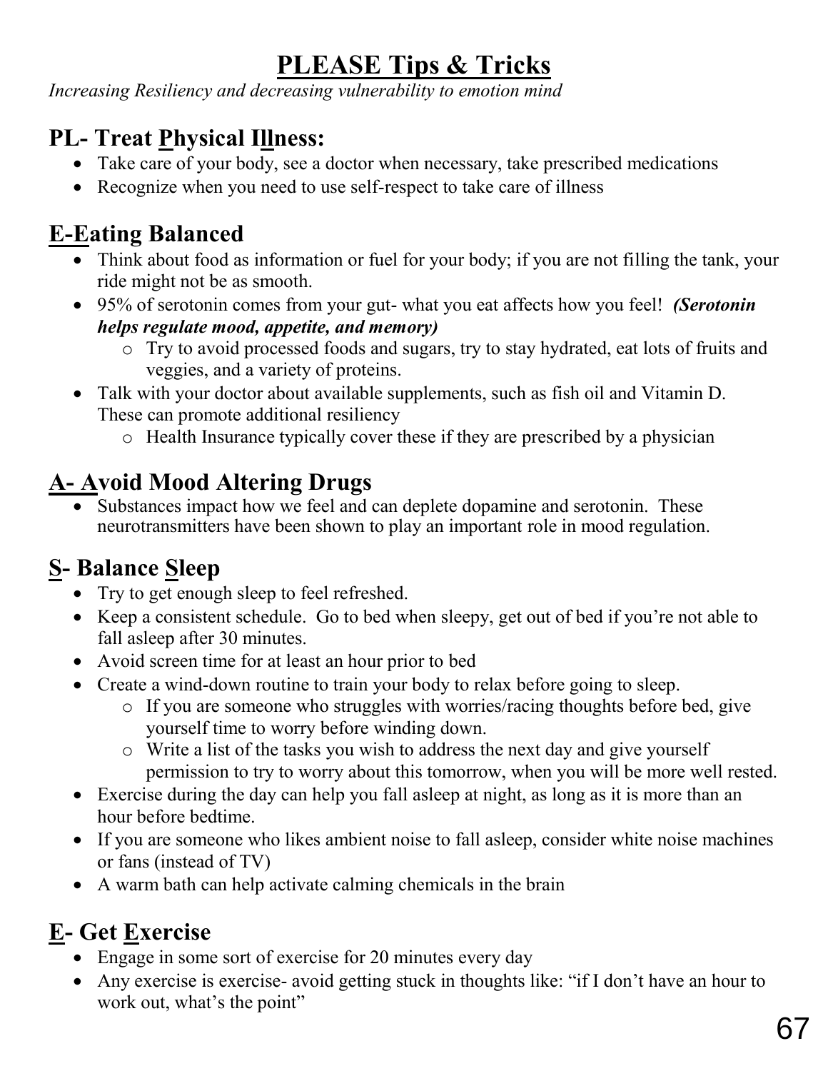# PLEASE Tips & Tricks

*Increasing Resiliency and decreasing vulnerability to emotion mind*

## PL- Treat Physical Illness:

- Take care of your body, see a doctor when necessary, take prescribed medications
- Recognize when you need to use self-respect to take care of illness

## E-Eating Balanced

- Think about food as information or fuel for your body; if you are not filling the tank, your ride might not be as smooth.
- 95% of serotonin comes from your gut- what you eat affects how you feel! ***(Serotonin helps regulate mood, appetite, and memory)***
  - Try to avoid processed foods and sugars, try to stay hydrated, eat lots of fruits and veggies, and a variety of proteins.
- Talk with your doctor about available supplements, such as fish oil and Vitamin D. These can promote additional resiliency
  - Health Insurance typically cover these if they are prescribed by a physician

## A- Avoid Mood Altering Drugs

- Substances impact how we feel and can deplete dopamine and serotonin. These neurotransmitters have been shown to play an important role in mood regulation.

## S- Balance Sleep

- Try to get enough sleep to feel refreshed.
- Keep a consistent schedule. Go to bed when sleepy, get out of bed if you're not able to fall asleep after 30 minutes.
- Avoid screen time for at least an hour prior to bed
- Create a wind-down routine to train your body to relax before going to sleep.
  - If you are someone who struggles with worries/racing thoughts before bed, give yourself time to worry before winding down.
  - Write a list of the tasks you wish to address the next day and give yourself permission to try to worry about this tomorrow, when you will be more well rested.
- Exercise during the day can help you fall asleep at night, as long as it is more than an hour before bedtime.
- If you are someone who likes ambient noise to fall asleep, consider white noise machines or fans (instead of TV)
- A warm bath can help activate calming chemicals in the brain

## E- Get Exercise

- Engage in some sort of exercise for 20 minutes every day
- Any exercise is exercise- avoid getting stuck in thoughts like: "if I don't have an hour to work out, what's the point"